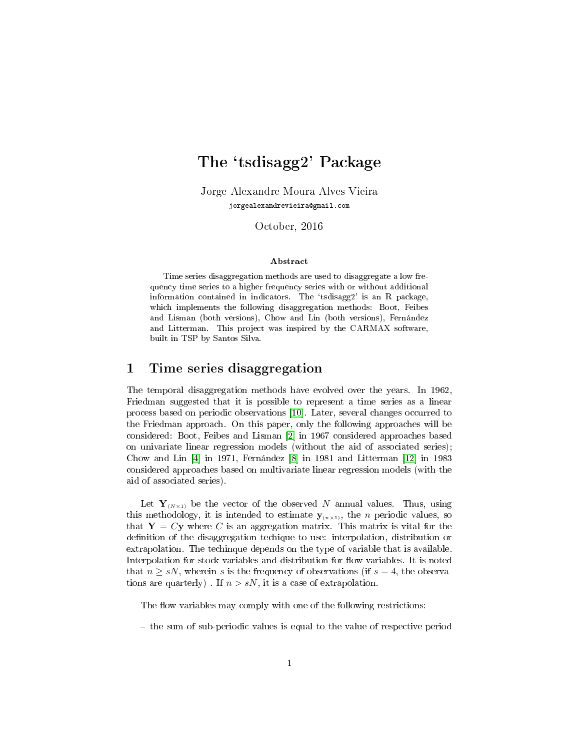# The 'tsdisagg2' Package

Jorge Alexandre Moura Alves Vieira

jorgealexandrevieira@gmail.com

October, 2016

### Abstract

Time series disaggregation methods are used to disaggregate a low frequency time series to a higher frequency series with or without additional information contained in indicators. The 'tsdisagg2' is an R package, which implements the following disaggregation methods: Boot, Feibes and Lisman (both versions), Chow and Lin (both versions), Fernández and Litterman. This project was inspired by the CARMAX software, built in TSP by Santos Silva.

## 1 Time series disaggregation

The temporal disaggregation methods have evolved over the years. In 1962, Friedman suggested that it is possible to represent a time series as a linear process based on periodic observations [10]. Later, several changes occurred to the Friedman approach. On this paper, only the following approaches will be considered: Boot, Feibes and Lisman [2] in 1967 considered approaches based on univariate linear regression models (without the aid of associated series); Chow and Lin [4] in 1971, Fernández [8] in 1981 and Litterman [12] in 1983 considered approaches based on multivariate linear regression models (with the aid of associated series).

Let $\mathbf{Y}_{(N\times 1)}$ be the vector of the observed $N$ annual values. Thus, using this methodology, it is intended to estimate $\mathbf{y}_{(n\times 1)}$, the $n$ periodic values, so that $\mathbf{Y} = C\mathbf{y}$ where $C$ is an aggregation matrix. This matrix is vital for the definition of the disaggregation techique to use: interpolation, distribution or extrapolation. The techinque depends on the type of variable that is available. Interpolation for stock variables and distribution for flow variables. It is noted that $n \geq sN$, wherein $s$ is the frequency of observations (if $s = 4$, the observations are quarterly) . If $n > sN$, it is a case of extrapolation.

The flow variables may comply with one of the following restrictions:

- the sum of sub-periodic values is equal to the value of respective period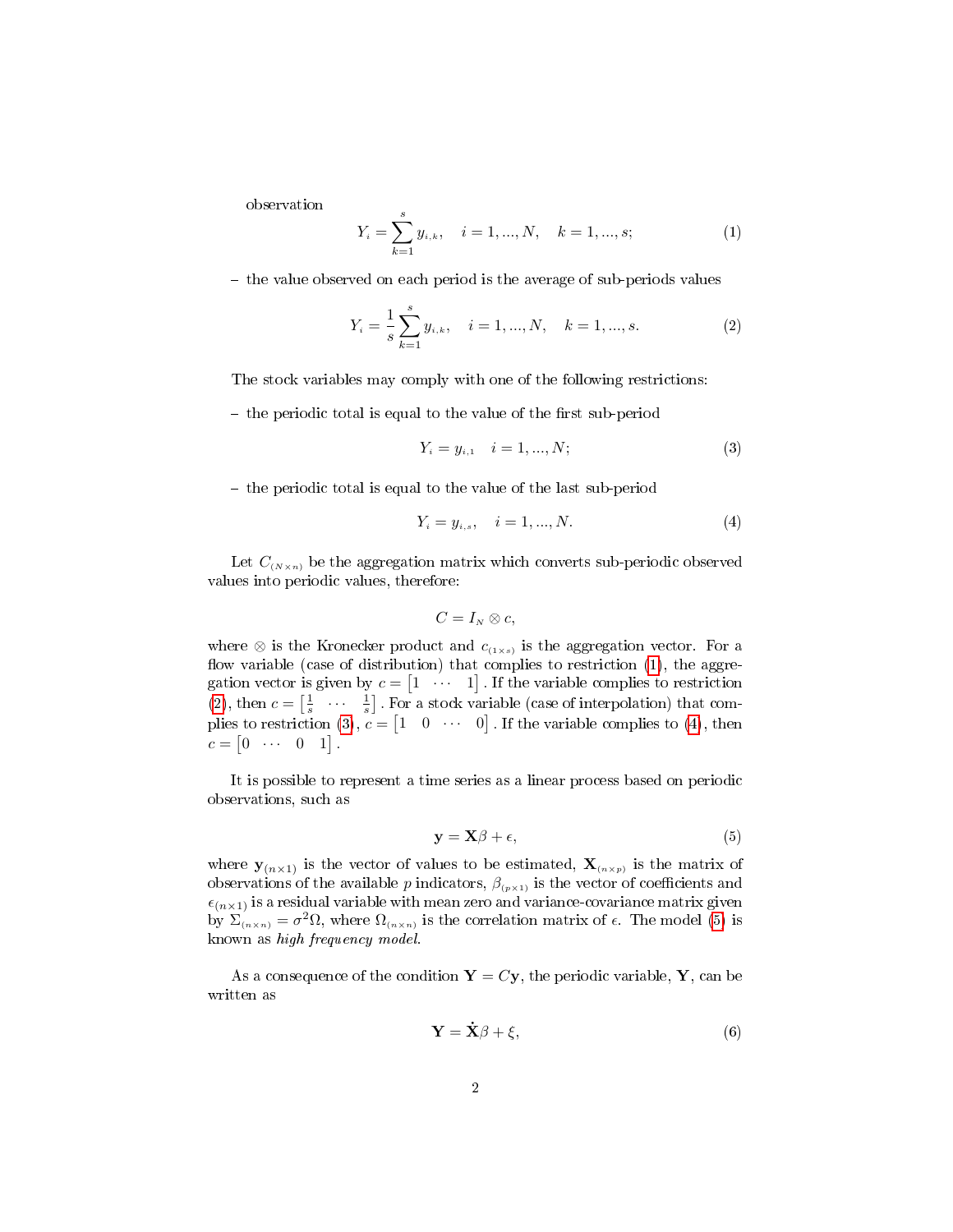observation

$$Y_i = \sum_{k=1}^{s} y_{i,k}, \quad i = 1, ..., N, \quad k = 1, ..., s; \tag{1}$$

– the value observed on each period is the average of sub-periods values

$$Y_i = \frac{1}{s}\sum_{k=1}^{s} y_{i,k}, \quad i = 1, ..., N, \quad k = 1, ..., s. \tag{2}$$

The stock variables may comply with one of the following restrictions:

– the periodic total is equal to the value of the first sub-period

$$Y_i = y_{i,1} \quad i = 1, ..., N; \tag{3}$$

– the periodic total is equal to the value of the last sub-period

$$Y_i = y_{i,s}, \quad i = 1, ..., N. \tag{4}$$

Let $C_{(N\times n)}$ be the aggregation matrix which converts sub-periodic observed values into periodic values, therefore:

$$C = I_N \otimes c,$$

where $\otimes$ is the Kronecker product and $c_{(1\times s)}$ is the aggregation vector. For a flow variable (case of distribution) that complies to restriction (1), the aggregation vector is given by $c = \begin{bmatrix} 1 & \cdots & 1 \end{bmatrix}$. If the variable complies to restriction (2), then $c = \begin{bmatrix} \frac{1}{s} & \cdots & \frac{1}{s} \end{bmatrix}$. For a stock variable (case of interpolation) that complies to restriction (3), $c = \begin{bmatrix} 1 & 0 & \cdots & 0 \end{bmatrix}$. If the variable complies to (4), then $c = \begin{bmatrix} 0 & \cdots & 0 & 1 \end{bmatrix}$.

It is possible to represent a time series as a linear process based on periodic observations, such as

$$\mathbf{y} = \mathbf{X}\beta + \epsilon, \tag{5}$$

where $\mathbf{y}_{(n\times 1)}$ is the vector of values to be estimated, $\mathbf{X}_{(n\times p)}$ is the matrix of observations of the available $p$ indicators, $\beta_{(p\times 1)}$ is the vector of coefficients and $\epsilon_{(n\times 1)}$ is a residual variable with mean zero and variance-covariance matrix given by $\Sigma_{(n\times n)} = \sigma^2\Omega$, where $\Omega_{(n\times n)}$ is the correlation matrix of $\epsilon$. The model (5) is known as *high frequency model*.

As a consequence of the condition $\mathbf{Y} = C\mathbf{y}$, the periodic variable, $\mathbf{Y}$, can be written as

$$\mathbf{Y} = \dot{\mathbf{X}}\beta + \xi, \tag{6}$$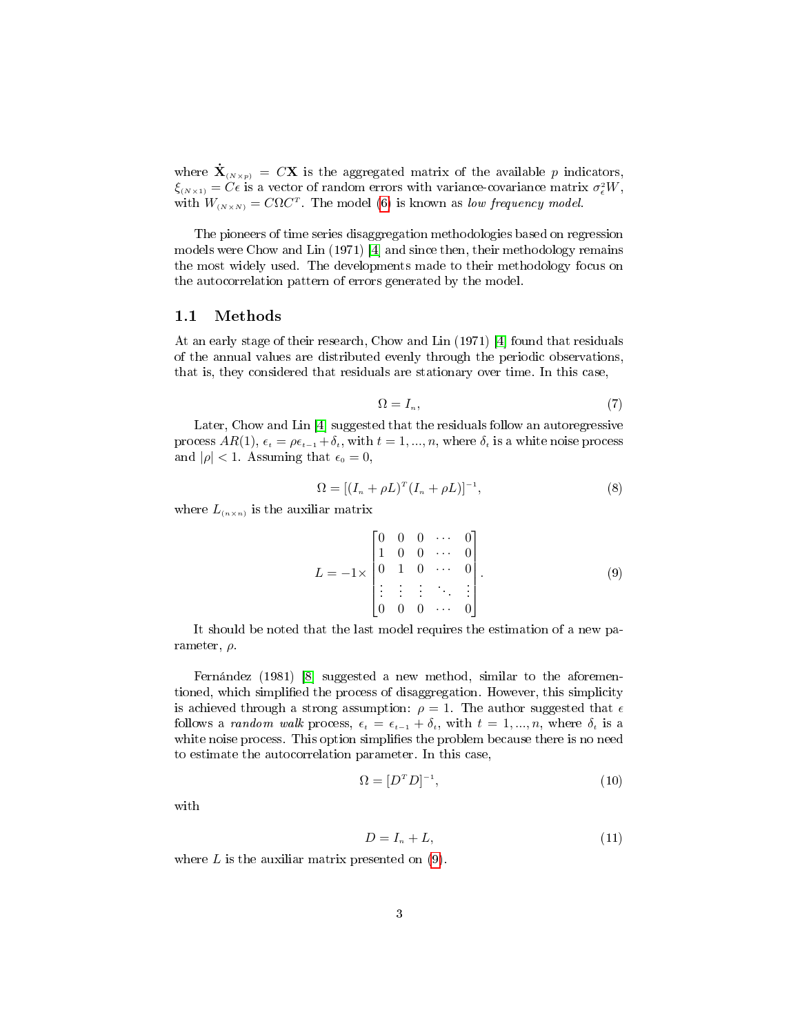where $\dot{\mathbf{X}}_{(N\times p)} = C\mathbf{X}$ is the aggregated matrix of the available $p$ indicators, $\xi_{(N\times 1)} = C\epsilon$ is a vector of random errors with variance-covariance matrix $\sigma_\epsilon^2 W$, with $W_{(N\times N)} = C\Omega C^T$. The model (6) is known as *low frequency model*.

The pioneers of time series disaggregation methodologies based on regression models were Chow and Lin (1971) [4] and since then, their methodology remains the most widely used. The developments made to their methodology focus on the autocorrelation pattern of errors generated by the model.

## 1.1 Methods

At an early stage of their research, Chow and Lin (1971) [4] found that residuals of the annual values are distributed evenly through the periodic observations, that is, they considered that residuals are stationary over time. In this case,

$$\Omega = I_n, \tag{7}$$

Later, Chow and Lin [4] suggested that the residuals follow an autoregressive process $AR(1)$, $\epsilon_t = \rho\epsilon_{t-1} + \delta_t$, with $t = 1, ..., n$, where $\delta_t$ is a white noise process and $|\rho| < 1$. Assuming that $\epsilon_0 = 0$,

$$\Omega = [(I_n + \rho L)^T (I_n + \rho L)]^{-1}, \tag{8}$$

where $L_{(n\times n)}$ is the auxiliar matrix

$$L = -1\times \begin{bmatrix} 0 & 0 & 0 & \cdots & 0 \\ 1 & 0 & 0 & \cdots & 0 \\ 0 & 1 & 0 & \cdots & 0 \\ \vdots & \vdots & \vdots & \ddots & \vdots \\ 0 & 0 & 0 & \cdots & 0 \end{bmatrix}. \tag{9}$$

It should be noted that the last model requires the estimation of a new parameter, $\rho$.

Fernández (1981) [8] suggested a new method, similar to the aforementioned, which simplified the process of disaggregation. However, this simplicity is achieved through a strong assumption: $\rho = 1$. The author suggested that $\epsilon$ follows a *random walk* process, $\epsilon_t = \epsilon_{t-1} + \delta_t$, with $t = 1, ..., n$, where $\delta_t$ is a white noise process. This option simplifies the problem because there is no need to estimate the autocorrelation parameter. In this case,

$$\Omega = [D^T D]^{-1}, \tag{10}$$

with

$$D = I_n + L, \tag{11}$$

where $L$ is the auxiliar matrix presented on (9).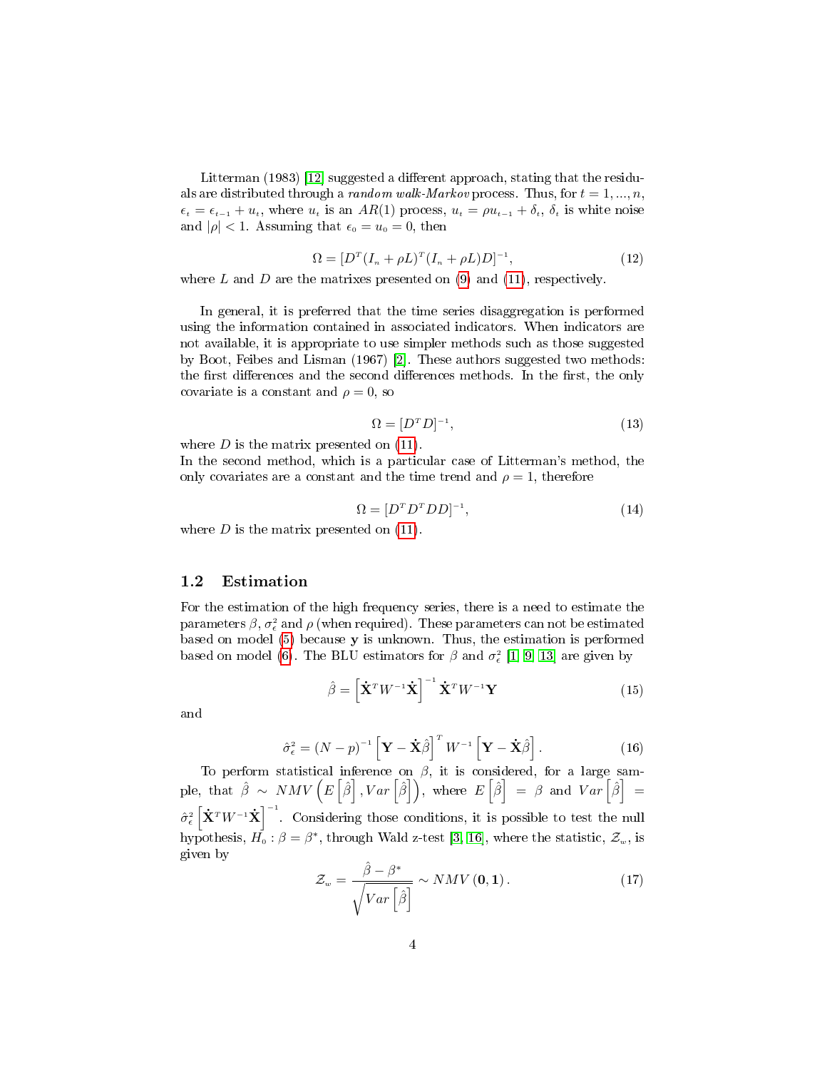Litterman (1983) [12] suggested a different approach, stating that the residuals are distributed through a *random walk-Markov* process. Thus, for $t = 1, ..., n$, $\epsilon_t = \epsilon_{t-1} + u_t$, where $u_t$ is an $AR(1)$ process, $u_t = \rho u_{t-1} + \delta_t$, $\delta_t$ is white noise and $|\rho| < 1$. Assuming that $\epsilon_0 = u_0 = 0$, then

$$\Omega = [D^T (I_n + \rho L)^T (I_n + \rho L) D]^{-1}, \tag{12}$$

where $L$ and $D$ are the matrixes presented on (9) and (11), respectively.

In general, it is preferred that the time series disaggregation is performed using the information contained in associated indicators. When indicators are not available, it is appropriate to use simpler methods such as those suggested by Boot, Feibes and Lisman (1967) [2]. These authors suggested two methods: the first differences and the second differences methods. In the first, the only covariate is a constant and $\rho = 0$, so

$$\Omega = [D^T D]^{-1}, \tag{13}$$

where $D$ is the matrix presented on (11).
In the second method, which is a particular case of Litterman's method, the only covariates are a constant and the time trend and $\rho = 1$, therefore

$$\Omega = [D^T D^T D D]^{-1}, \tag{14}$$

where $D$ is the matrix presented on (11).

## 1.2 Estimation

For the estimation of the high frequency series, there is a need to estimate the parameters $\beta$, $\sigma_\epsilon^2$ and $\rho$ (when required). These parameters can not be estimated based on model (5) because $\mathbf{y}$ is unknown. Thus, the estimation is performed based on model (6). The BLU estimators for $\beta$ and $\sigma_\epsilon^2$ [1, 9, 13] are given by

$$\hat{\beta} = \left[\dot{\mathbf{X}}^T W^{-1} \dot{\mathbf{X}}\right]^{-1} \dot{\mathbf{X}}^T W^{-1} \mathbf{Y} \tag{15}$$

and

$$\hat{\sigma}_\epsilon^2 = (N-p)^{-1} \left[\mathbf{Y} - \dot{\mathbf{X}}\hat{\beta}\right]^T W^{-1} \left[\mathbf{Y} - \dot{\mathbf{X}}\hat{\beta}\right]. \tag{16}$$

To perform statistical inference on $\beta$, it is considered, for a large sample, that $\hat{\beta} \sim NMV\left(E\left[\hat{\beta}\right], Var\left[\hat{\beta}\right]\right)$, where $E\left[\hat{\beta}\right] = \beta$ and $Var\left[\hat{\beta}\right] = \hat{\sigma}_\epsilon^2 \left[\dot{\mathbf{X}}^T W^{-1} \dot{\mathbf{X}}\right]^{-1}$. Considering those conditions, it is possible to test the null hypothesis, $H_0 : \beta = \beta^*$, through Wald z-test [3, 16], where the statistic, $\mathcal{Z}_w$, is given by

$$\mathcal{Z}_w = \frac{\hat{\beta} - \beta^*}{\sqrt{Var\left[\hat{\beta}\right]}} \sim NMV\left(\mathbf{0}, \mathbf{1}\right). \tag{17}$$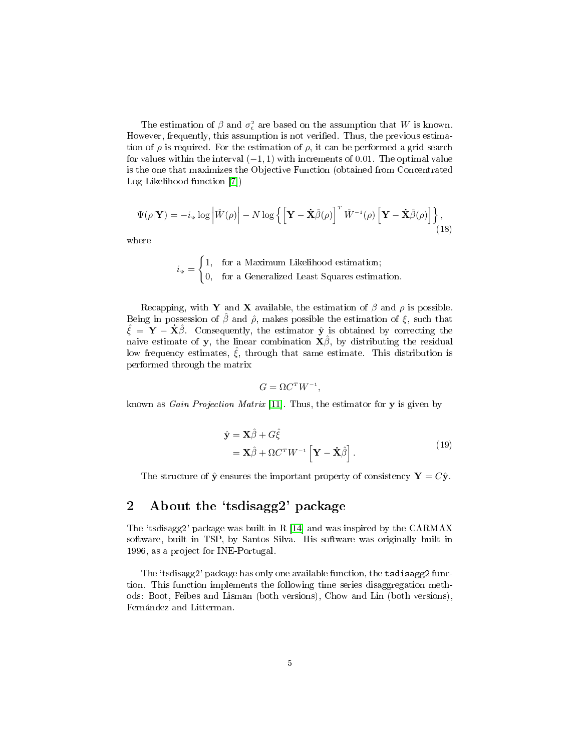The estimation of $\beta$ and $\sigma_\epsilon^2$ are based on the assumption that $W$ is known. However, frequently, this assumption is not verified. Thus, the previous estimation of $\rho$ is required. For the estimation of $\rho$, it can be performed a grid search for values within the interval $(-1, 1)$ with increments of 0.01. The optimal value is the one that maximizes the Objective Function (obtained from Concentrated Log-Likelihood function [7])

$$\Psi(\rho|\mathbf{Y}) = -i_\Psi \log \left|\hat{W}(\rho)\right| - N \log \left\{ \left[\mathbf{Y} - \dot{\mathbf{X}}\hat{\beta}(\rho)\right]^T \hat{W}^{-1}(\rho) \left[\mathbf{Y} - \dot{\mathbf{X}}\hat{\beta}(\rho)\right] \right\}, \tag{18}$$

where

$$i_\Psi = \begin{cases} 1, & \text{for a Maximum Likelihood estimation;} \\ 0, & \text{for a Generalized Least Squares estimation.} \end{cases}$$

Recapping, with $\mathbf{Y}$ and $\mathbf{X}$ available, the estimation of $\beta$ and $\rho$ is possible. Being in possession of $\hat{\beta}$ and $\hat{\rho}$, makes possible the estimation of $\xi$, such that $\hat{\xi} = \mathbf{Y} - \dot{\mathbf{X}}\hat{\beta}$. Consequently, the estimator $\hat{\mathbf{y}}$ is obtained by correcting the naive estimate of $\mathbf{y}$, the linear combination $\mathbf{X}\hat{\beta}$, by distributing the residual low frequency estimates, $\hat{\xi}$, through that same estimate. This distribution is performed through the matrix

$$G = \Omega C^T W^{-1},$$

known as *Gain Projection Matrix* [11]. Thus, the estimator for $\mathbf{y}$ is given by

$$\begin{aligned} \hat{\mathbf{y}} &= \mathbf{X}\hat{\beta} + G\hat{\xi} \\ &= \mathbf{X}\hat{\beta} + \Omega C^T W^{-1} \left[\mathbf{Y} - \dot{\mathbf{X}}\hat{\beta}\right]. \end{aligned} \tag{19}$$

The structure of $\hat{\mathbf{y}}$ ensures the important property of consistency $\mathbf{Y} = C\hat{\mathbf{y}}$.

## 2 About the 'tsdisagg2' package

The 'tsdisagg2' package was built in R [14] and was inspired by the CARMAX software, built in TSP, by Santos Silva. His software was originally built in 1996, as a project for INE-Portugal.

The 'tsdisagg2' package has only one available function, the `tsdisagg2` function. This function implements the following time series disaggregation methods: Boot, Feibes and Lisman (both versions), Chow and Lin (both versions), Fernández and Litterman.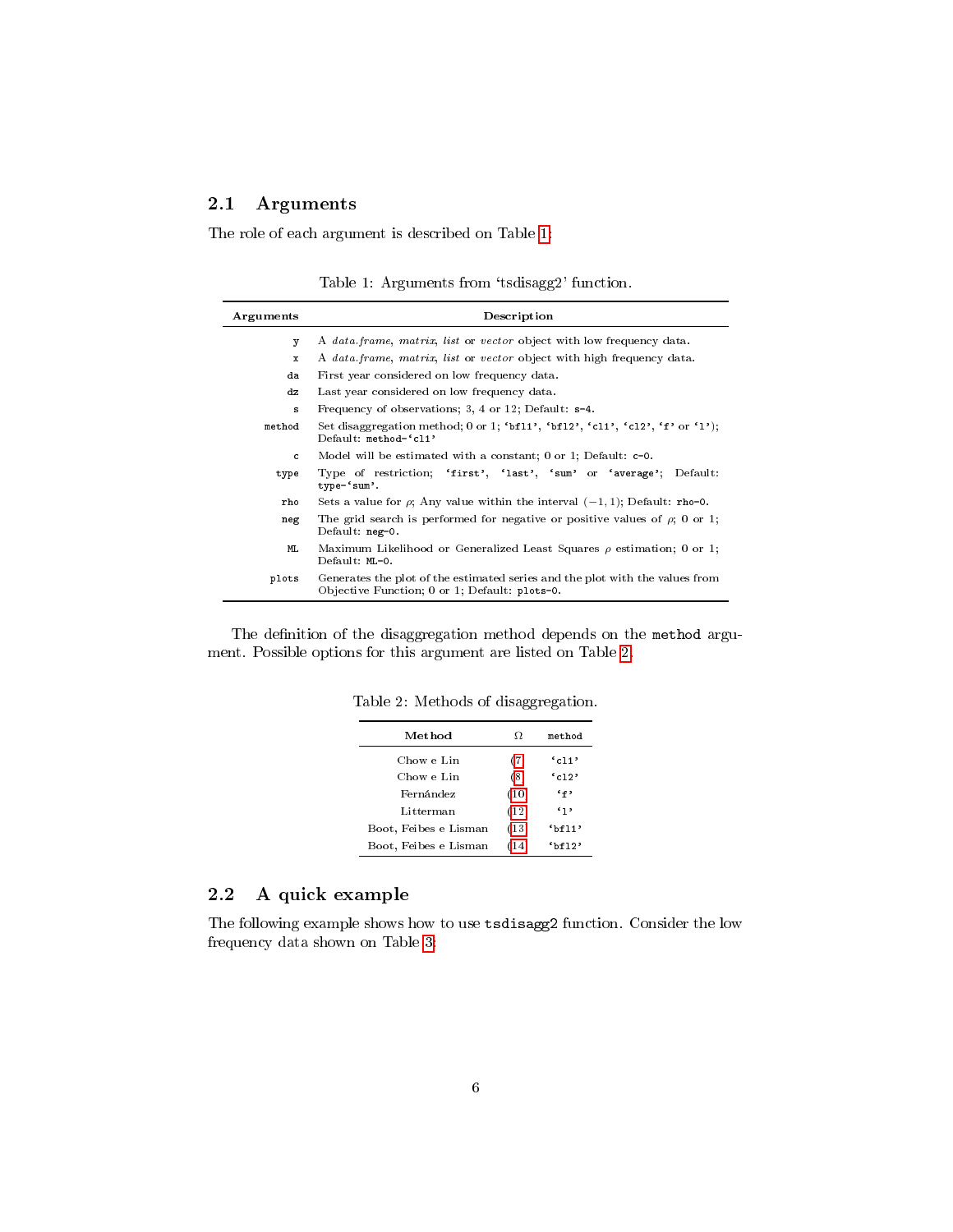## 2.1 Arguments

The role of each argument is described on Table 1:

Table 1: Arguments from 'tsdisagg2' function.

| Arguments | Description |
|---|---|
| `y` | A *data.frame*, *matrix*, *list* or *vector* object with low frequency data. |
| `x` | A *data.frame*, *matrix*, *list* or *vector* object with high frequency data. |
| `da` | First year considered on low frequency data. |
| `dz` | Last year considered on low frequency data. |
| `s` | Frequency of observations; 3, 4 or 12; Default: `s=4`. |
| `method` | Set disaggregation method; 0 or 1; 'bfl1', 'bfl2', 'cl1', 'cl2', 'f' or 'l'); Default: `method='cl1'` |
| `c` | Model will be estimated with a constant; 0 or 1; Default: `c=0`. |
| `type` | Type of restriction; 'first', 'last', 'sum' or 'average'; Default: `type='sum'`. |
| `rho` | Sets a value for $\rho$; Any value within the interval $(-1,1)$; Default: `rho=0`. |
| `neg` | The grid search is performed for negative or positive values of $\rho$; 0 or 1; Default: `neg=0`. |
| `ML` | Maximum Likelihood or Generalized Least Squares $\rho$ estimation; 0 or 1; Default: `ML=0`. |
| `plots` | Generates the plot of the estimated series and the plot with the values from Objective Function; 0 or 1; Default: `plots=0`. |

The definition of the disaggregation method depends on the `method` argument. Possible options for this argument are listed on Table 2.

Table 2: Methods of disaggregation.

| Method | $\Omega$ | `method` |
|---|---|---|
| Chow e Lin | (7) | 'cl1' |
| Chow e Lin | (8) | 'cl2' |
| Fernández | (10) | 'f' |
| Litterman | (12) | 'l' |
| Boot, Feibes e Lisman | (13) | 'bfl1' |
| Boot, Feibes e Lisman | (14) | 'bfl2' |

## 2.2 A quick example

The following example shows how to use `tsdisagg2` function. Consider the low frequency data shown on Table 3: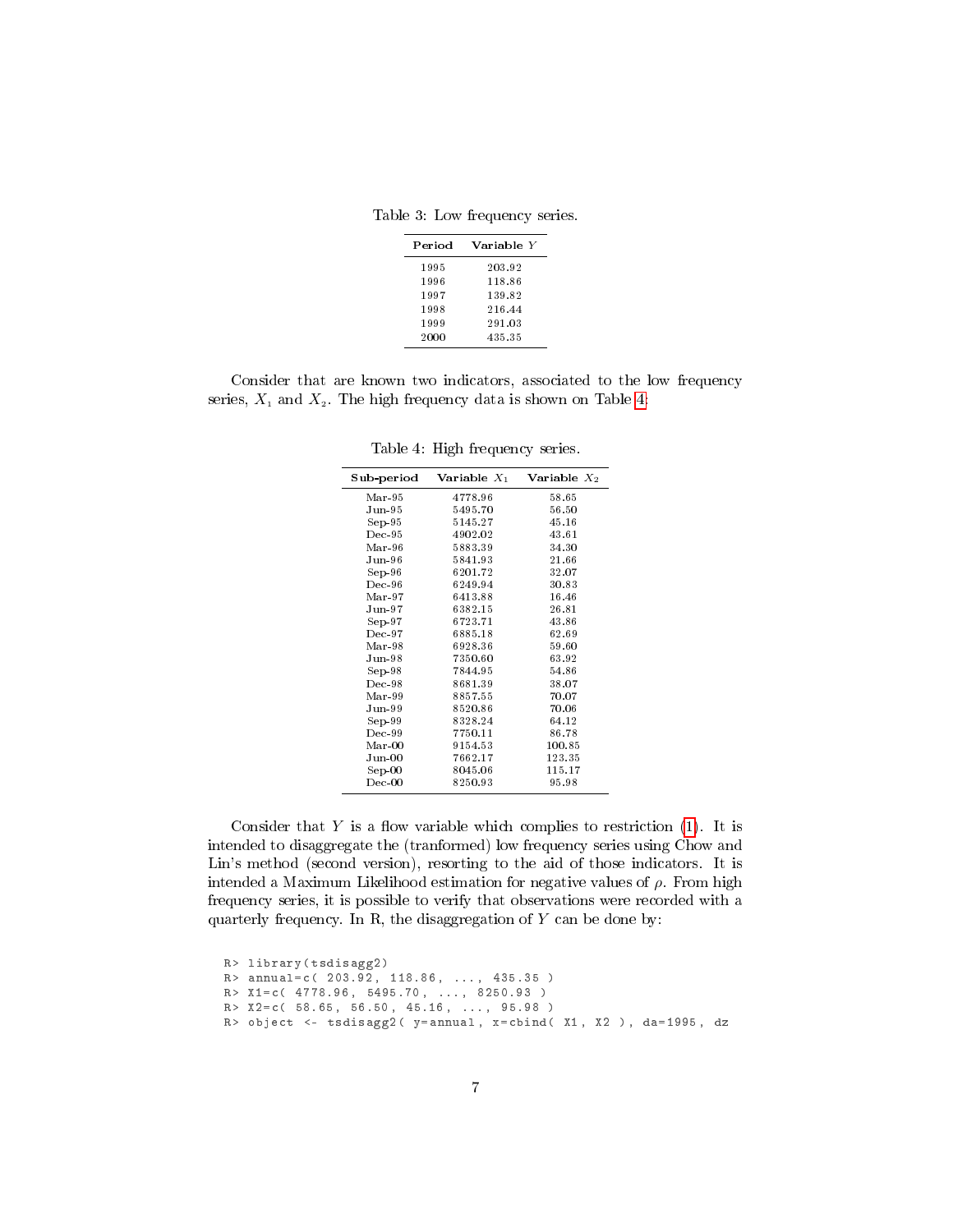Table 3: Low frequency series.

| Period | Variable $Y$ |
|---|---|
| 1995 | 203.92 |
| 1996 | 118.86 |
| 1997 | 139.82 |
| 1998 | 216.44 |
| 1999 | 291.03 |
| 2000 | 435.35 |

Consider that are known two indicators, associated to the low frequency series, $X_1$ and $X_2$. The high frequency data is shown on Table 4:

Table 4: High frequency series.

| Sub-period | Variable $X_1$ | Variable $X_2$ |
|---|---|---|
| Mar-95 | 4778.96 | 58.65 |
| Jun-95 | 5495.70 | 56.50 |
| Sep-95 | 5145.27 | 45.16 |
| Dec-95 | 4902.02 | 43.61 |
| Mar-96 | 5883.39 | 34.30 |
| Jun-96 | 5841.93 | 21.66 |
| Sep-96 | 6201.72 | 32.07 |
| Dec-96 | 6249.94 | 30.83 |
| Mar-97 | 6413.88 | 16.46 |
| Jun-97 | 6382.15 | 26.81 |
| Sep-97 | 6723.71 | 43.86 |
| Dec-97 | 6885.18 | 62.69 |
| Mar-98 | 6928.36 | 59.60 |
| Jun-98 | 7350.60 | 63.92 |
| Sep-98 | 7844.95 | 54.86 |
| Dec-98 | 8681.39 | 38.07 |
| Mar-99 | 8857.55 | 70.07 |
| Jun-99 | 8520.86 | 70.06 |
| Sep-99 | 8328.24 | 64.12 |
| Dec-99 | 7750.11 | 86.78 |
| Mar-00 | 9154.53 | 100.85 |
| Jun-00 | 7662.17 | 123.35 |
| Sep-00 | 8045.06 | 115.17 |
| Dec-00 | 8250.93 | 95.98 |

Consider that $Y$ is a flow variable which complies to restriction (1). It is intended to disaggregate the (tranformed) low frequency series using Chow and Lin's method (second version), resorting to the aid of those indicators. It is intended a Maximum Likelihood estimation for negative values of $\rho$. From high frequency series, it is possible to verify that observations were recorded with a quarterly frequency. In R, the disaggregation of $Y$ can be done by:

```
R> library(tsdisagg2)
R> annual=c( 203.92, 118.86, ..., 435.35 )
R> X1=c( 4778.96, 5495.70, ..., 8250.93 )
R> X2=c( 58.65, 56.50, 45.16, ..., 95.98 )
R> object <- tsdisagg2( y=annual, x=cbind( X1, X2 ), da=1995, dz
```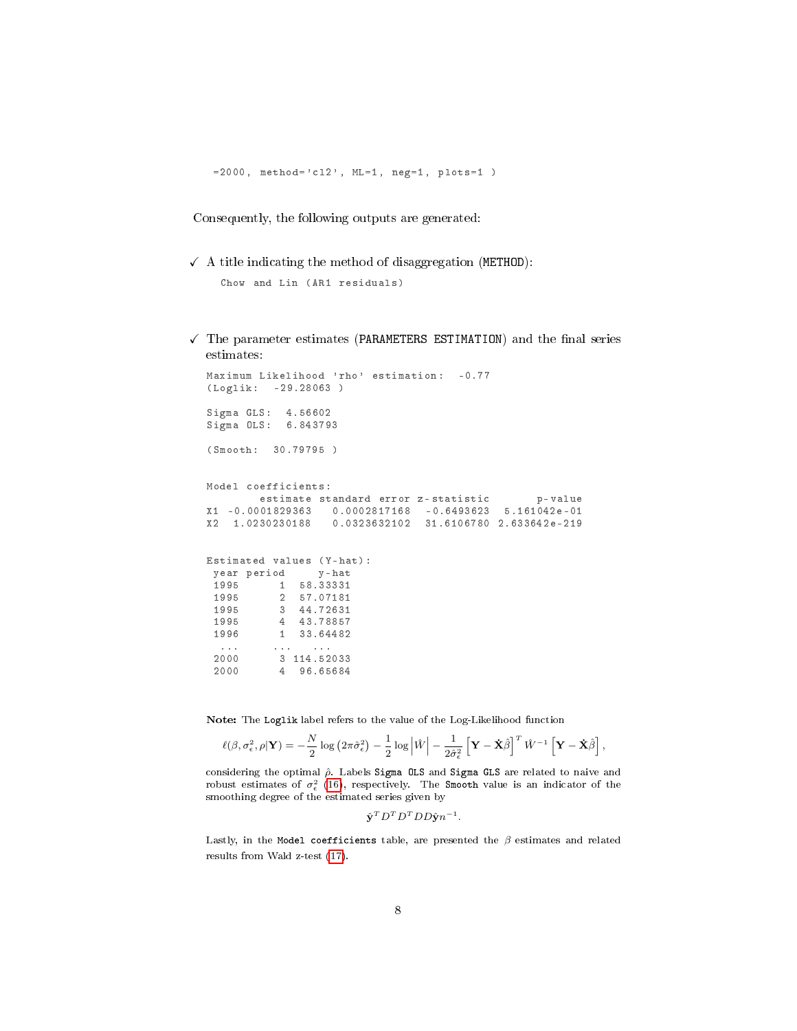```
=2000, method='cl2', ML=1, neg=1, plots=1 )
```

Consequently, the following outputs are generated:

✓ A title indicating the method of disaggregation (`METHOD`):

```
Chow and Lin (AR1 residuals)
```

✓ The parameter estimates (`PARAMETERS ESTIMATION`) and the final series estimates:

```
Maximum Likelihood 'rho' estimation:  -0.77
(Loglik:  -29.28063 )

Sigma GLS:  4.56602
Sigma OLS:  6.843793

(Smooth:  30.79795 )


Model coefficients:
        estimate standard error z-statistic       p-value
X1 -0.0001829363   0.0002817168  -0.6493623  5.161042e-01
X2  1.0230230188   0.0323632102  31.6106780 2.633642e-219


Estimated values (Y-hat):
 year period     y-hat
 1995      1  58.33331
 1995      2  57.07181
 1995      3  44.72631
 1995      4  43.78857
 1996      1  33.64482
  ...     ...    ...
 2000      3 114.52033
 2000      4  96.65684
```

**Note:** The `Loglik` label refers to the value of the Log-Likelihood function

$$\ell(\beta, \sigma_\epsilon^2, \rho|\mathbf{Y}) = -\frac{N}{2}\log\left(2\pi\hat{\sigma}_\epsilon^2\right) - \frac{1}{2}\log\left|\hat{W}\right| - \frac{1}{2\hat{\sigma}_\epsilon^2}\left[\mathbf{Y} - \dot{\mathbf{X}}\hat{\beta}\right]^T \hat{W}^{-1}\left[\mathbf{Y} - \dot{\mathbf{X}}\hat{\beta}\right],$$

considering the optimal $\hat{\rho}$. Labels `Sigma OLS` and `Sigma GLS` are related to naive and robust estimates of $\sigma_\epsilon^2$ (16), respectively. The `Smooth` value is an indicator of the smoothing degree of the estimated series given by

$$\hat{\mathbf{y}}^T D^T D^T D D \hat{\mathbf{y}} n^{-1}.$$

Lastly, in the `Model coefficients` table, are presented the $\beta$ estimates and related results from Wald z-test (17).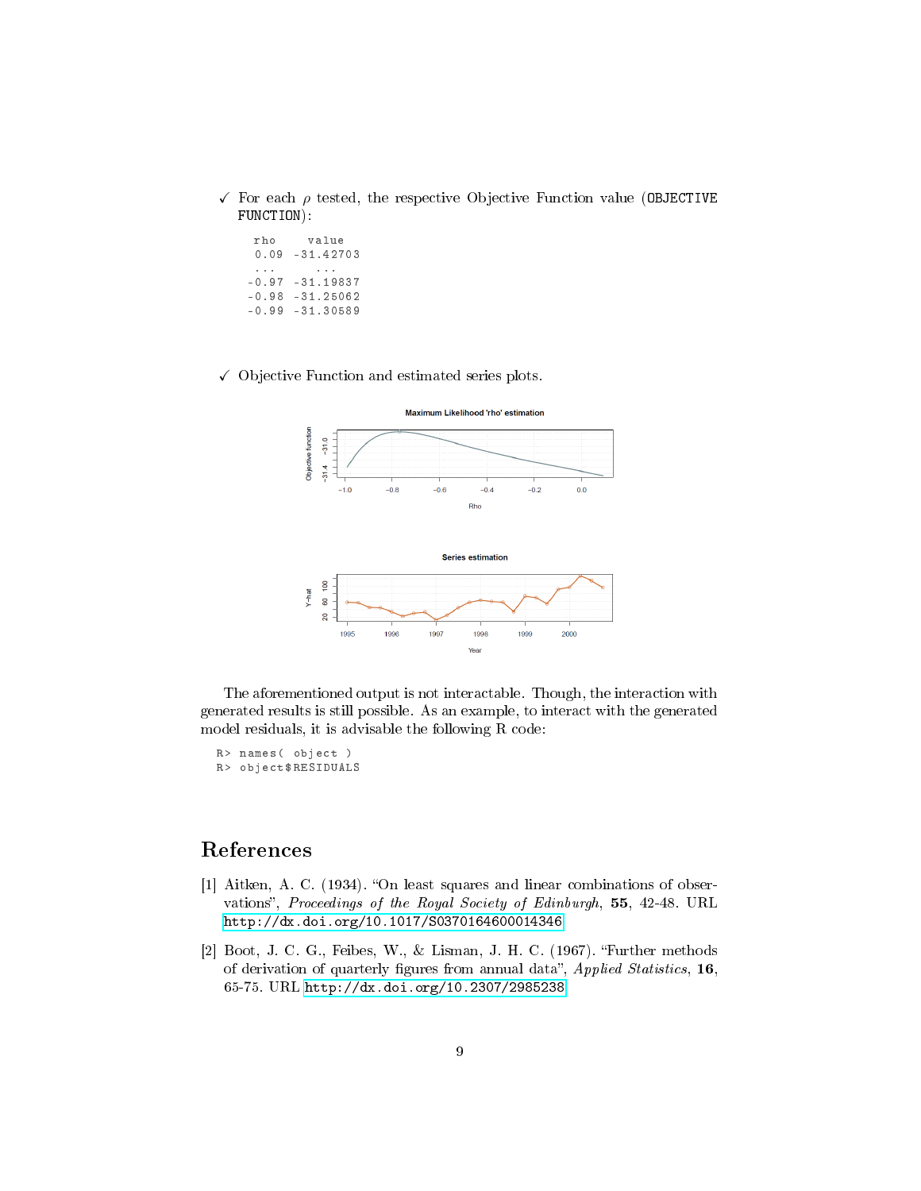✓ For each $\rho$ tested, the respective Objective Function value (`OBJECTIVE FUNCTION`):

```
  rho     value
  0.09  -31.42703
  ...      ...
 -0.97  -31.19837
 -0.98  -31.25062
 -0.99  -31.30589
```

✓ Objective Function and estimated series plots.

The aforementioned output is not interactable. Though, the interaction with generated results is still possible. As an example, to interact with the generated model residuals, it is advisable the following R code:

```
R> names( object )
R> object$RESIDUALS
```

## References

[1] Aitken, A. C. (1934). "On least squares and linear combinations of observations", *Proceedings of the Royal Society of Edinburgh*, **55**, 42-48. URL http://dx.doi.org/10.1017/S0370164600014346

[2] Boot, J. C. G., Feibes, W., & Lisman, J. H. C. (1967). "Further methods of derivation of quarterly figures from annual data", *Applied Statistics*, **16**, 65-75. URL http://dx.doi.org/10.2307/2985238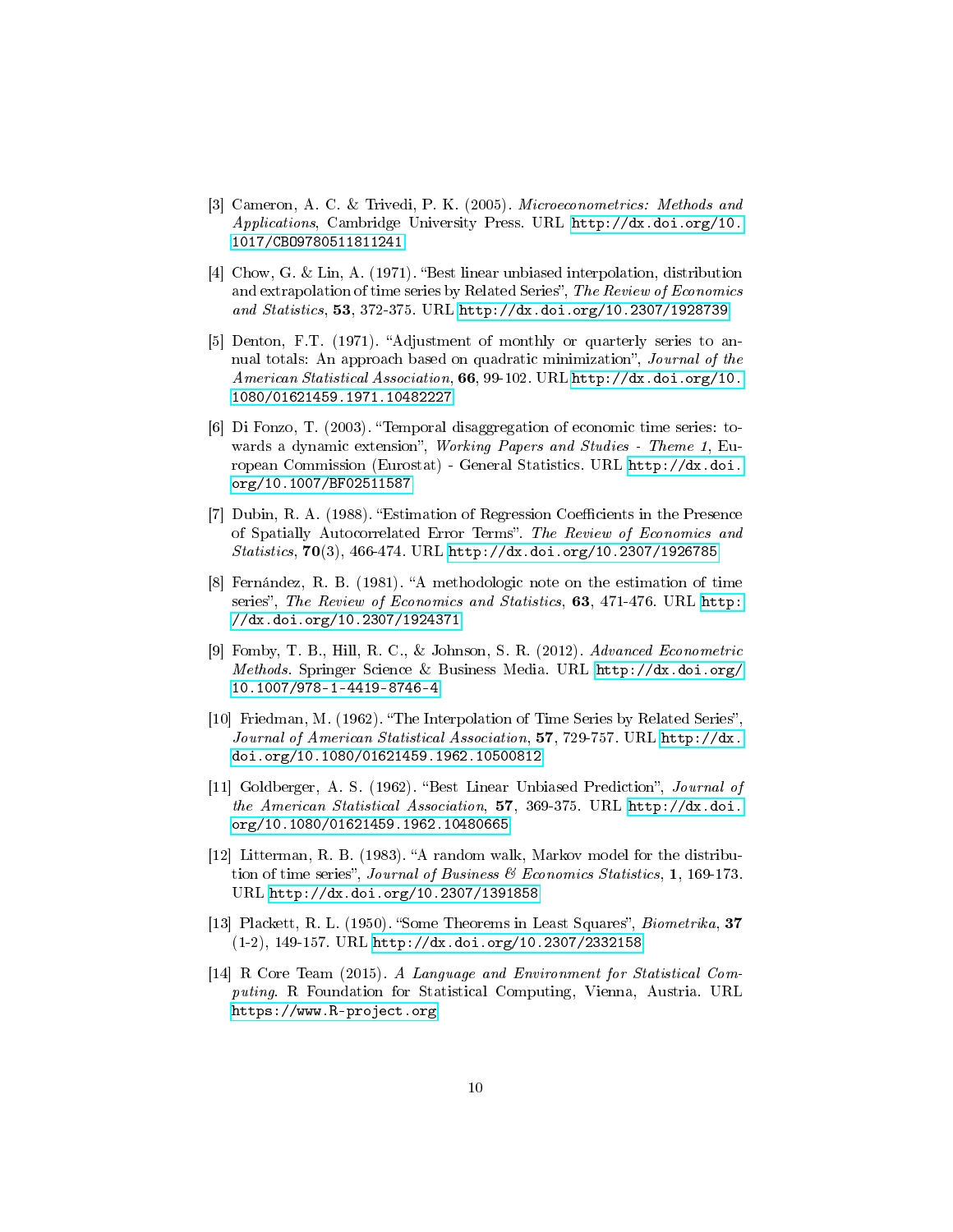[3] Cameron, A. C. & Trivedi, P. K. (2005). *Microeconometrics: Methods and Applications*, Cambridge University Press. URL http://dx.doi.org/10.1017/CBO9780511811241

[4] Chow, G. & Lin, A. (1971). "Best linear unbiased interpolation, distribution and extrapolation of time series by Related Series", *The Review of Economics and Statistics*, **53**, 372-375. URL http://dx.doi.org/10.2307/1928739

[5] Denton, F.T. (1971). "Adjustment of monthly or quarterly series to annual totals: An approach based on quadratic minimization", *Journal of the American Statistical Association*, **66**, 99-102. URL http://dx.doi.org/10.1080/01621459.1971.10482227

[6] Di Fonzo, T. (2003). "Temporal disaggregation of economic time series: towards a dynamic extension", *Working Papers and Studies - Theme 1*, European Commission (Eurostat) - General Statistics. URL http://dx.doi.org/10.1007/BF02511587

[7] Dubin, R. A. (1988). "Estimation of Regression Coefficients in the Presence of Spatially Autocorrelated Error Terms". *The Review of Economics and Statistics*, **70**(3), 466-474. URL http://dx.doi.org/10.2307/1926785

[8] Fernández, R. B. (1981). "A methodologic note on the estimation of time series", *The Review of Economics and Statistics*, **63**, 471-476. URL http://dx.doi.org/10.2307/1924371

[9] Fomby, T. B., Hill, R. C., & Johnson, S. R. (2012). *Advanced Econometric Methods*. Springer Science & Business Media. URL http://dx.doi.org/10.1007/978-1-4419-8746-4

[10] Friedman, M. (1962). "The Interpolation of Time Series by Related Series", *Journal of American Statistical Association*, **57**, 729-757. URL http://dx.doi.org/10.1080/01621459.1962.10500812

[11] Goldberger, A. S. (1962). "Best Linear Unbiased Prediction", *Journal of the American Statistical Association*, **57**, 369-375. URL http://dx.doi.org/10.1080/01621459.1962.10480665

[12] Litterman, R. B. (1983). "A random walk, Markov model for the distribution of time series", *Journal of Business & Economics Statistics*, **1**, 169-173. URL http://dx.doi.org/10.2307/1391858

[13] Plackett, R. L. (1950). "Some Theorems in Least Squares", *Biometrika*, **37** (1-2), 149-157. URL http://dx.doi.org/10.2307/2332158

[14] R Core Team (2015). *A Language and Environment for Statistical Computing*. R Foundation for Statistical Computing, Vienna, Austria. URL https://www.R-project.org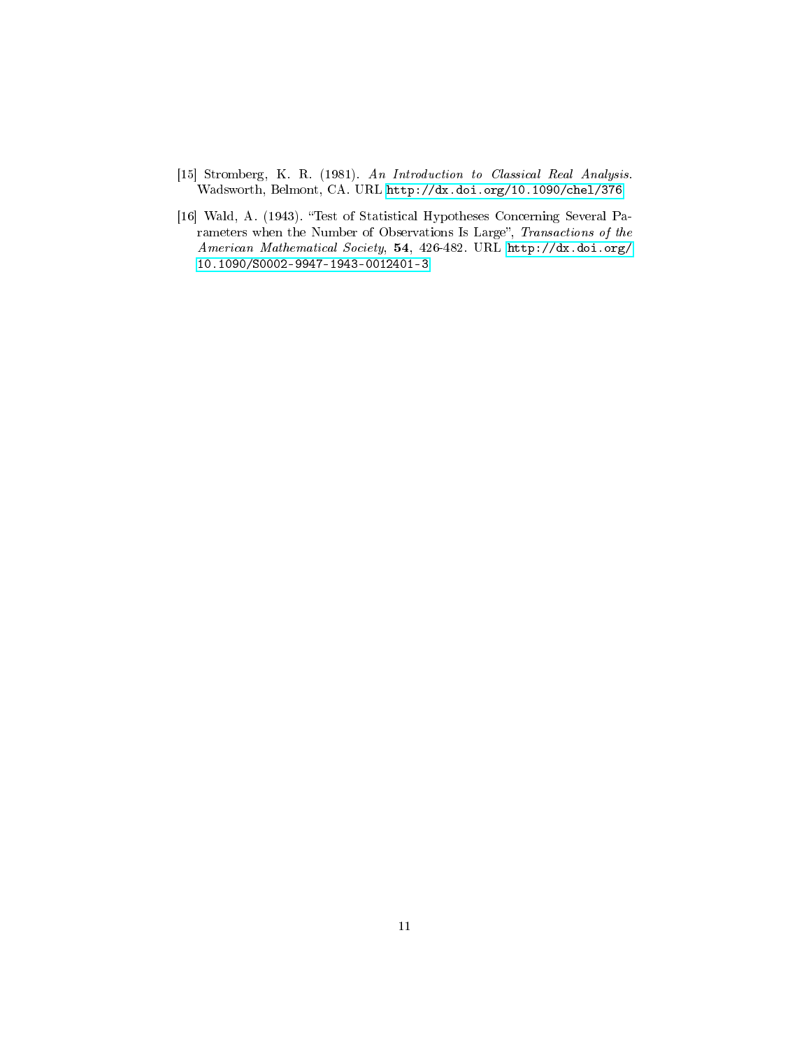[15] Stromberg, K. R. (1981). *An Introduction to Classical Real Analysis*. Wadsworth, Belmont, CA. URL http://dx.doi.org/10.1090/chel/376

[16] Wald, A. (1943). "Test of Statistical Hypotheses Concerning Several Parameters when the Number of Observations Is Large", *Transactions of the American Mathematical Society*, **54**, 426-482. URL http://dx.doi.org/10.1090/S0002-9947-1943-0012401-3